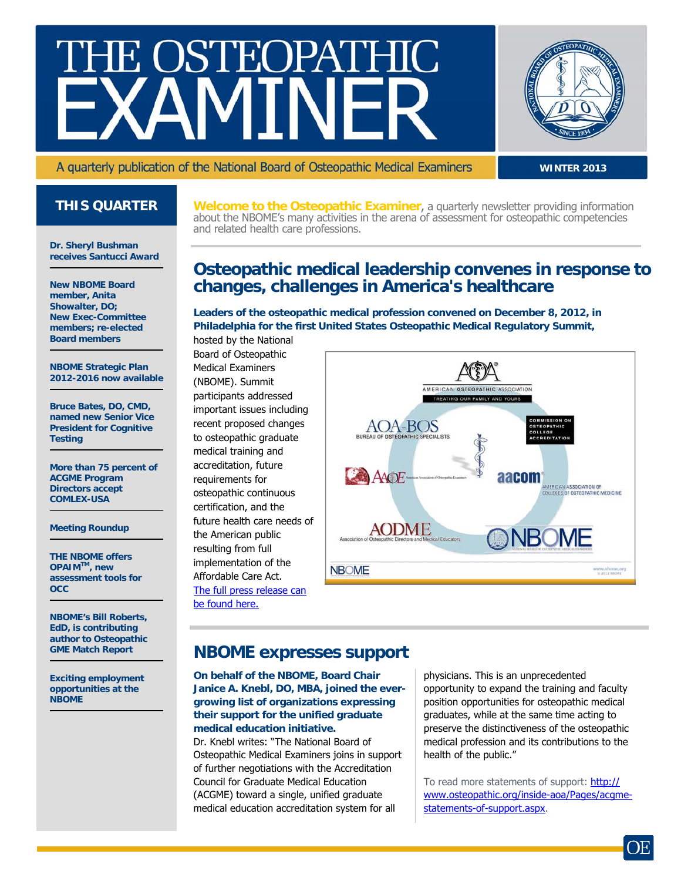# THE OSTEOPATHIC EXAMINER

A quarterly publication of the National Board of Osteopathic Medical Examiners

**WINTER 2013**

## THIS QUARTER

- **Dr. Sheryl Bushman receives Santucci Award**
- **New NBOME Board member, Anita Showalter, DO; New Exec-Committee members; re-elected Board members**
- **NBOME Strategic Plan 2012-2016 now available**
- **Bruce Bates, DO, CMD, named new Senior Vice President for Cognitive Testing**
- **More than 75 percent of ACGME Program Directors accept COMLEX-USA**
- **Meeting Roundup**
- **THE NBOME offers OPAIM™, new assessment tools for OCC**
- **NBOME's Bill Roberts, EdD, is contributing author to Osteopathic GME Match Report**
- **Exciting employment opportunities at the NBOME**

**Welcome to the Osteopathic Examiner**, a quarterly newsletter providing information about the NBOME's many activities in the arena of assessment for osteopathic competencies and related health care professions.

## Osteopathic medical leadership convenes in response to changes, challenges in America's healthcare

**Leaders of the osteopathic medical profession convened on December 8, 2012, in Philadelphia for the first United States Osteopathic Medical Regulatory Summit,** hosted by the National Board of Osteopathic Medical Examiners (NBOME). Summit participants addressed important issues including recent proposed changes to osteopathic graduate medical training and accreditation, future requirements for osteopathic continuous certification, and the future health care needs of the American public resulting from full implementation of the Affordable Care Act. [The full press release can be found here.]

## NBOME expresses support

**On behalf of the NBOME, Board Chair Janice A. Knebl, DO, MBA, joined the ever-growing list of organizations expressing their support for the unified graduate medical education initiative.**

Dr. Knebl writes: "The National Board of Osteopathic Medical Examiners joins in support of further negotiations with the Accreditation Council for Graduate Medical Education (ACGME) toward a single, unified graduate medical education accreditation system for all physicians. This is an unprecedented opportunity to expand the training and faculty position opportunities for osteopathic medical graduates, while at the same time acting to preserve the distinctiveness of the osteopathic medical profession and its contributions to the health of the public."

To read more statements of support: http://www.osteopathic.org/inside-aoa/Pages/acgme-statements-of-support.aspx.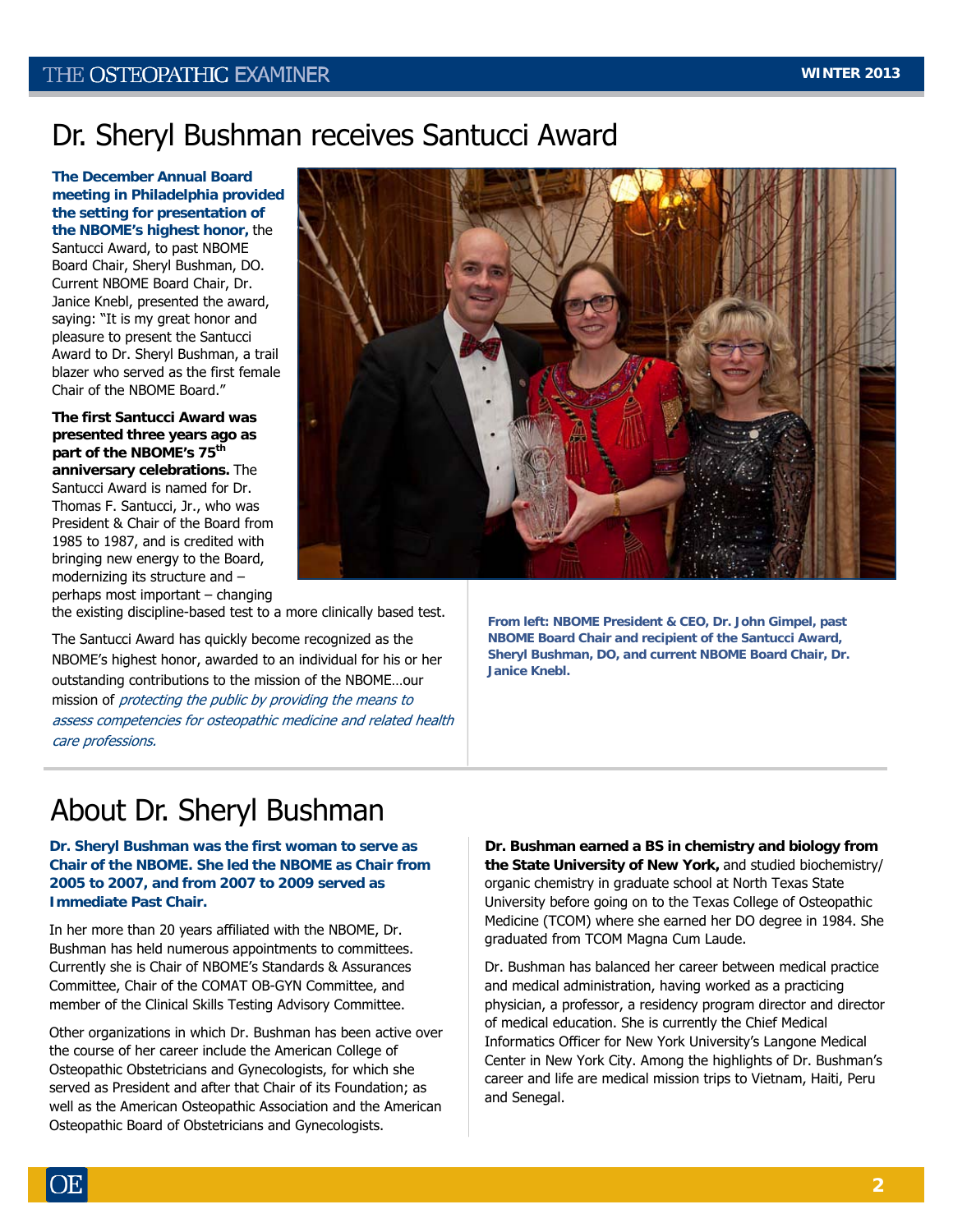# Dr. Sheryl Bushman receives Santucci Award

**The December Annual Board meeting in Philadelphia provided the setting for presentation of the NBOME's highest honor,** the Santucci Award, to past NBOME Board Chair, Sheryl Bushman, DO. Current NBOME Board Chair, Dr. Janice Knebl, presented the award, saying: "It is my great honor and pleasure to present the Santucci Award to Dr. Sheryl Bushman, a trail blazer who served as the first female Chair of the NBOME Board."

**The first Santucci Award was presented three years ago as part of the NBOME's 75th anniversary celebrations.** The Santucci Award is named for Dr. Thomas F. Santucci, Jr., who was President & Chair of the Board from 1985 to 1987, and is credited with bringing new energy to the Board, modernizing its structure and – perhaps most important – changing the existing discipline-based test to a more clinically based test.

The Santucci Award has quickly become recognized as the NBOME's highest honor, awarded to an individual for his or her outstanding contributions to the mission of the NBOME…our mission of *protecting the public by providing the means to assess competencies for osteopathic medicine and related health care professions.*

**From left: NBOME President & CEO, Dr. John Gimpel, past NBOME Board Chair and recipient of the Santucci Award, Sheryl Bushman, DO, and current NBOME Board Chair, Dr. Janice Knebl.**

# About Dr. Sheryl Bushman

**Dr. Sheryl Bushman was the first woman to serve as Chair of the NBOME. She led the NBOME as Chair from 2005 to 2007, and from 2007 to 2009 served as Immediate Past Chair.**

In her more than 20 years affiliated with the NBOME, Dr. Bushman has held numerous appointments to committees. Currently she is Chair of NBOME's Standards & Assurances Committee, Chair of the COMAT OB-GYN Committee, and member of the Clinical Skills Testing Advisory Committee.

Other organizations in which Dr. Bushman has been active over the course of her career include the American College of Osteopathic Obstetricians and Gynecologists, for which she served as President and after that Chair of its Foundation; as well as the American Osteopathic Association and the American Osteopathic Board of Obstetricians and Gynecologists.

**Dr. Bushman earned a BS in chemistry and biology from the State University of New York,** and studied biochemistry/organic chemistry in graduate school at North Texas State University before going on to the Texas College of Osteopathic Medicine (TCOM) where she earned her DO degree in 1984. She graduated from TCOM Magna Cum Laude.

Dr. Bushman has balanced her career between medical practice and medical administration, having worked as a practicing physician, a professor, a residency program director and director of medical education. She is currently the Chief Medical Informatics Officer for New York University's Langone Medical Center in New York City. Among the highlights of Dr. Bushman's career and life are medical mission trips to Vietnam, Haiti, Peru and Senegal.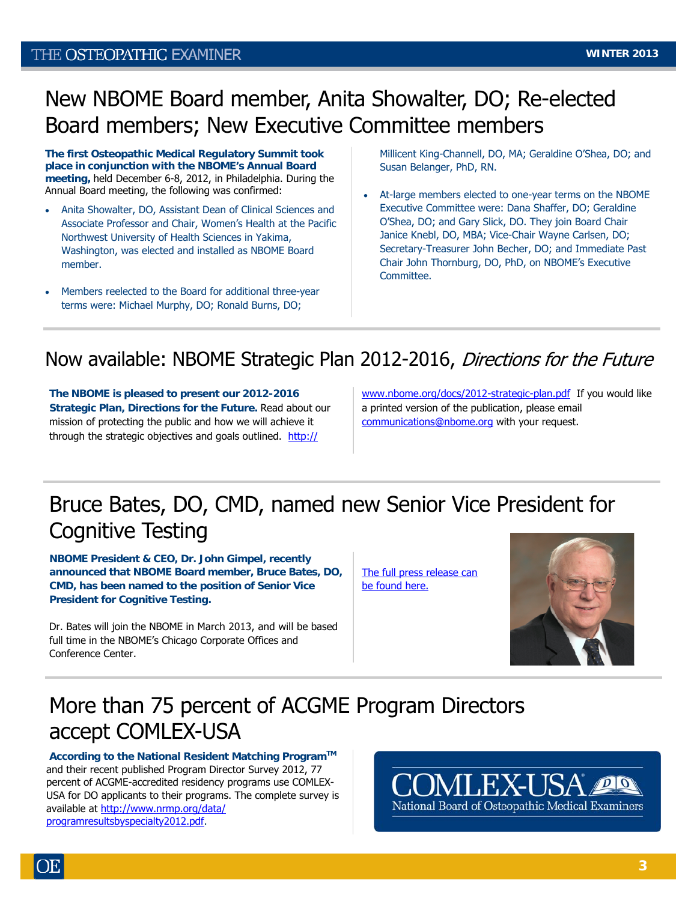# New NBOME Board member, Anita Showalter, DO; Re-elected Board members; New Executive Committee members

**The first Osteopathic Medical Regulatory Summit took place in conjunction with the NBOME's Annual Board meeting,** held December 6-8, 2012, in Philadelphia. During the Annual Board meeting, the following was confirmed:

- Anita Showalter, DO, Assistant Dean of Clinical Sciences and Associate Professor and Chair, Women's Health at the Pacific Northwest University of Health Sciences in Yakima, Washington, was elected and installed as NBOME Board member.
- Members reelected to the Board for additional three-year terms were: Michael Murphy, DO; Ronald Burns, DO; Millicent King-Channell, DO, MA; Geraldine O'Shea, DO; and Susan Belanger, PhD, RN.
- At-large members elected to one-year terms on the NBOME Executive Committee were: Dana Shaffer, DO; Geraldine O'Shea, DO; and Gary Slick, DO. They join Board Chair Janice Knebl, DO, MBA; Vice-Chair Wayne Carlsen, DO; Secretary-Treasurer John Becher, DO; and Immediate Past Chair John Thornburg, DO, PhD, on NBOME's Executive Committee.

# Now available: NBOME Strategic Plan 2012-2016, *Directions for the Future*

**The NBOME is pleased to present our 2012-2016 Strategic Plan, Directions for the Future.** Read about our mission of protecting the public and how we will achieve it through the strategic objectives and goals outlined. http://www.nbome.org/docs/2012-strategic-plan.pdf If you would like a printed version of the publication, please email communications@nbome.org with your request.

# Bruce Bates, DO, CMD, named new Senior Vice President for Cognitive Testing

**NBOME President & CEO, Dr. John Gimpel, recently announced that NBOME Board member, Bruce Bates, DO, CMD, has been named to the position of Senior Vice President for Cognitive Testing.**

Dr. Bates will join the NBOME in March 2013, and will be based full time in the NBOME's Chicago Corporate Offices and Conference Center.

The full press release can be found here.

# More than 75 percent of ACGME Program Directors accept COMLEX-USA

**According to the National Resident Matching Program™** and their recent published Program Director Survey 2012, 77 percent of ACGME-accredited residency programs use COMLEX-USA for DO applicants to their programs. The complete survey is available at http://www.nrmp.org/data/programresultsbyspecialty2012.pdf.

COMLEX-USA
National Board of Osteopathic Medical Examiners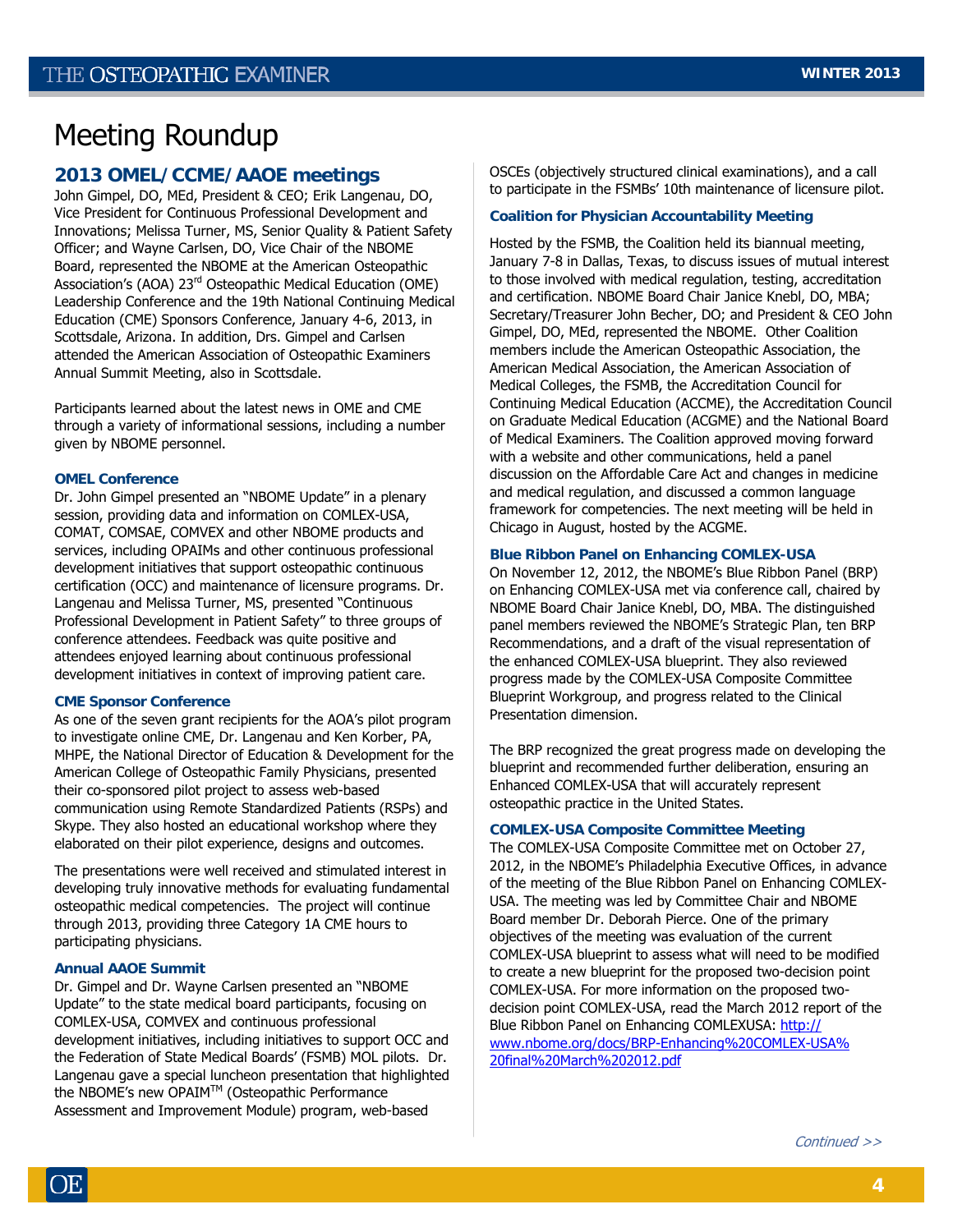# Meeting Roundup

## 2013 OMEL/CCME/AAOE meetings

John Gimpel, DO, MEd, President & CEO; Erik Langenau, DO, Vice President for Continuous Professional Development and Innovations; Melissa Turner, MS, Senior Quality & Patient Safety Officer; and Wayne Carlsen, DO, Vice Chair of the NBOME Board, represented the NBOME at the American Osteopathic Association's (AOA) 23rd Osteopathic Medical Education (OME) Leadership Conference and the 19th National Continuing Medical Education (CME) Sponsors Conference, January 4-6, 2013, in Scottsdale, Arizona. In addition, Drs. Gimpel and Carlsen attended the American Association of Osteopathic Examiners Annual Summit Meeting, also in Scottsdale.

Participants learned about the latest news in OME and CME through a variety of informational sessions, including a number given by NBOME personnel.

### OMEL Conference

Dr. John Gimpel presented an "NBOME Update" in a plenary session, providing data and information on COMLEX-USA, COMAT, COMSAE, COMVEX and other NBOME products and services, including OPAIMs and other continuous professional development initiatives that support osteopathic continuous certification (OCC) and maintenance of licensure programs. Dr. Langenau and Melissa Turner, MS, presented "Continuous Professional Development in Patient Safety" to three groups of conference attendees. Feedback was quite positive and attendees enjoyed learning about continuous professional development initiatives in context of improving patient care.

### CME Sponsor Conference

As one of the seven grant recipients for the AOA's pilot program to investigate online CME, Dr. Langenau and Ken Korber, PA, MHPE, the National Director of Education & Development for the American College of Osteopathic Family Physicians, presented their co-sponsored pilot project to assess web-based communication using Remote Standardized Patients (RSPs) and Skype. They also hosted an educational workshop where they elaborated on their pilot experience, designs and outcomes.

The presentations were well received and stimulated interest in developing truly innovative methods for evaluating fundamental osteopathic medical competencies. The project will continue through 2013, providing three Category 1A CME hours to participating physicians.

### Annual AAOE Summit

Dr. Gimpel and Dr. Wayne Carlsen presented an "NBOME Update" to the state medical board participants, focusing on COMLEX-USA, COMVEX and continuous professional development initiatives, including initiatives to support OCC and the Federation of State Medical Boards' (FSMB) MOL pilots. Dr. Langenau gave a special luncheon presentation that highlighted the NBOME's new OPAIM™ (Osteopathic Performance Assessment and Improvement Module) program, web-based OSCEs (objectively structured clinical examinations), and a call to participate in the FSMBs' 10th maintenance of licensure pilot.

### Coalition for Physician Accountability Meeting

Hosted by the FSMB, the Coalition held its biannual meeting, January 7-8 in Dallas, Texas, to discuss issues of mutual interest to those involved with medical regulation, testing, accreditation and certification. NBOME Board Chair Janice Knebl, DO, MBA; Secretary/Treasurer John Becher, DO; and President & CEO John Gimpel, DO, MEd, represented the NBOME. Other Coalition members include the American Osteopathic Association, the American Medical Association, the American Association of Medical Colleges, the FSMB, the Accreditation Council for Continuing Medical Education (ACCME), the Accreditation Council on Graduate Medical Education (ACGME) and the National Board of Medical Examiners. The Coalition approved moving forward with a website and other communications, held a panel discussion on the Affordable Care Act and changes in medicine and medical regulation, and discussed a common language framework for competencies. The next meeting will be held in Chicago in August, hosted by the ACGME.

### Blue Ribbon Panel on Enhancing COMLEX-USA

On November 12, 2012, the NBOME's Blue Ribbon Panel (BRP) on Enhancing COMLEX-USA met via conference call, chaired by NBOME Board Chair Janice Knebl, DO, MBA. The distinguished panel members reviewed the NBOME's Strategic Plan, ten BRP Recommendations, and a draft of the visual representation of the enhanced COMLEX-USA blueprint. They also reviewed progress made by the COMLEX-USA Composite Committee Blueprint Workgroup, and progress related to the Clinical Presentation dimension.

The BRP recognized the great progress made on developing the blueprint and recommended further deliberation, ensuring an Enhanced COMLEX-USA that will accurately represent osteopathic practice in the United States.

### COMLEX-USA Composite Committee Meeting

The COMLEX-USA Composite Committee met on October 27, 2012, in the NBOME's Philadelphia Executive Offices, in advance of the meeting of the Blue Ribbon Panel on Enhancing COMLEX-USA. The meeting was led by Committee Chair and NBOME Board member Dr. Deborah Pierce. One of the primary objectives of the meeting was evaluation of the current COMLEX-USA blueprint to assess what will need to be modified to create a new blueprint for the proposed two-decision point COMLEX-USA. For more information on the proposed two-decision point COMLEX-USA, read the March 2012 report of the Blue Ribbon Panel on Enhancing COMLEXUSA: [http://www.nbome.org/docs/BRP-Enhancing%20COMLEX-USA%20final%20March%202012.pdf](http://www.nbome.org/docs/BRP-Enhancing%20COMLEX-USA%20final%20March%202012.pdf)

*Continued >>*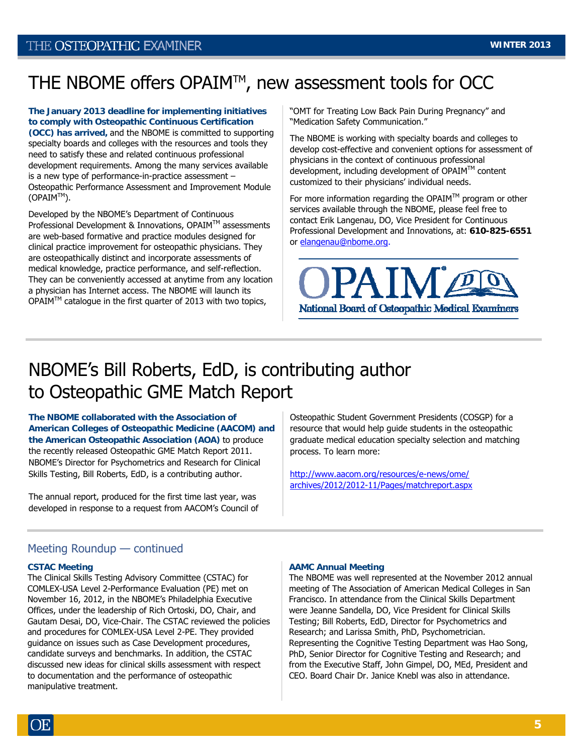# THE NBOME offers OPAIM™, new assessment tools for OCC

**The January 2013 deadline for implementing initiatives to comply with Osteopathic Continuous Certification (OCC) has arrived,** and the NBOME is committed to supporting specialty boards and colleges with the resources and tools they need to satisfy these and related continuous professional development requirements. Among the many services available is a new type of performance-in-practice assessment – Osteopathic Performance Assessment and Improvement Module (OPAIM™).

Developed by the NBOME's Department of Continuous Professional Development & Innovations, OPAIM™ assessments are web-based formative and practice modules designed for clinical practice improvement for osteopathic physicians. They are osteopathically distinct and incorporate assessments of medical knowledge, practice performance, and self-reflection. They can be conveniently accessed at anytime from any location a physician has Internet access. The NBOME will launch its OPAIM™ catalogue in the first quarter of 2013 with two topics, "OMT for Treating Low Back Pain During Pregnancy" and "Medication Safety Communication."

The NBOME is working with specialty boards and colleges to develop cost-effective and convenient options for assessment of physicians in the context of continuous professional development, including development of OPAIM™ content customized to their physicians' individual needs.

For more information regarding the OPAIM™ program or other services available through the NBOME, please feel free to contact Erik Langenau, DO, Vice President for Continuous Professional Development and Innovations, at: **610-825-6551** or elangenau@nbome.org.

OPAIM®

National Board of Osteopathic Medical Examiners

# NBOME's Bill Roberts, EdD, is contributing author to Osteopathic GME Match Report

**The NBOME collaborated with the Association of American Colleges of Osteopathic Medicine (AACOM) and the American Osteopathic Association (AOA)** to produce the recently released Osteopathic GME Match Report 2011. NBOME's Director for Psychometrics and Research for Clinical Skills Testing, Bill Roberts, EdD, is a contributing author.

The annual report, produced for the first time last year, was developed in response to a request from AACOM's Council of Osteopathic Student Government Presidents (COSGP) for a resource that would help guide students in the osteopathic graduate medical education specialty selection and matching process. To learn more:

http://www.aacom.org/resources/e-news/ome/archives/2012/2012-11/Pages/matchreport.aspx

## Meeting Roundup — continued

### CSTAC Meeting

The Clinical Skills Testing Advisory Committee (CSTAC) for COMLEX-USA Level 2-Performance Evaluation (PE) met on November 16, 2012, in the NBOME's Philadelphia Executive Offices, under the leadership of Rich Ortoski, DO, Chair, and Gautam Desai, DO, Vice-Chair. The CSTAC reviewed the policies and procedures for COMLEX-USA Level 2-PE. They provided guidance on issues such as Case Development procedures, candidate surveys and benchmarks. In addition, the CSTAC discussed new ideas for clinical skills assessment with respect to documentation and the performance of osteopathic manipulative treatment.

### AAMC Annual Meeting

The NBOME was well represented at the November 2012 annual meeting of The Association of American Medical Colleges in San Francisco. In attendance from the Clinical Skills Department were Jeanne Sandella, DO, Vice President for Clinical Skills Testing; Bill Roberts, EdD, Director for Psychometrics and Research; and Larissa Smith, PhD, Psychometrician. Representing the Cognitive Testing Department was Hao Song, PhD, Senior Director for Cognitive Testing and Research; and from the Executive Staff, John Gimpel, DO, MEd, President and CEO. Board Chair Dr. Janice Knebl was also in attendance.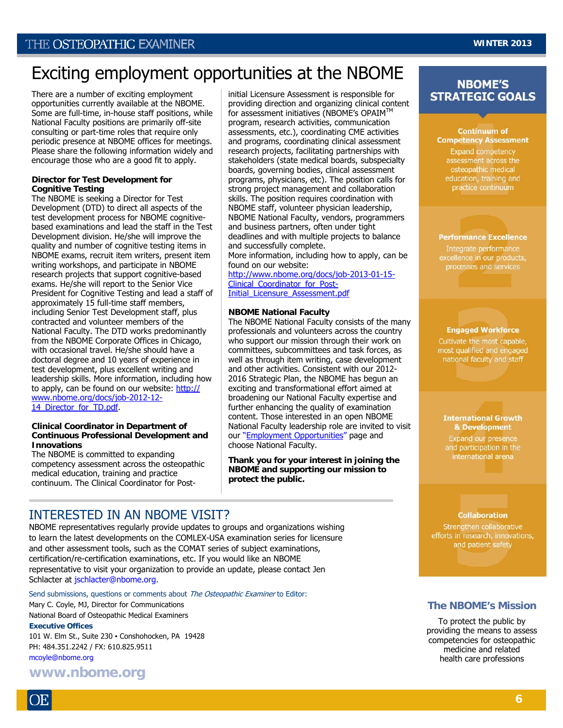# Exciting employment opportunities at the NBOME

There are a number of exciting employment opportunities currently available at the NBOME. Some are full-time, in-house staff positions, while National Faculty positions are primarily off-site consulting or part-time roles that require only periodic presence at NBOME offices for meetings. Please share the following information widely and encourage those who are a good fit to apply.

### Director for Test Development for Cognitive Testing

The NBOME is seeking a Director for Test Development (DTD) to direct all aspects of the test development process for NBOME cognitive-based examinations and lead the staff in the Test Development division. He/she will improve the quality and number of cognitive testing items in NBOME exams, recruit item writers, present item writing workshops, and participate in NBOME research projects that support cognitive-based exams. He/she will report to the Senior Vice President for Cognitive Testing and lead a staff of approximately 15 full-time staff members, including Senior Test Development staff, plus contracted and volunteer members of the National Faculty. The DTD works predominantly from the NBOME Corporate Offices in Chicago, with occasional travel. He/she should have a doctoral degree and 10 years of experience in test development, plus excellent writing and leadership skills. More information, including how to apply, can be found on our website: http://www.nbome.org/docs/job-2012-12-14_Director_for_TD.pdf.

### Clinical Coordinator in Department of Continuous Professional Development and Innovations

The NBOME is committed to expanding competency assessment across the osteopathic medical education, training and practice continuum. The Clinical Coordinator for Post-initial Licensure Assessment is responsible for providing direction and organizing clinical content for assessment initiatives (NBOME's OPAIM™ program, research activities, communication assessments, etc.), coordinating CME activities and programs, coordinating clinical assessment research projects, facilitating partnerships with stakeholders (state medical boards, subspecialty boards, governing bodies, clinical assessment programs, physicians, etc). The position calls for strong project management and collaboration skills. The position requires coordination with NBOME staff, volunteer physician leadership, NBOME National Faculty, vendors, programmers and business partners, often under tight deadlines and with multiple projects to balance and successfully complete.
More information, including how to apply, can be found on our website: http://www.nbome.org/docs/job-2013-01-15-Clinical_Coordinator_for_Post-Initial_Licensure_Assessment.pdf

### NBOME National Faculty

The NBOME National Faculty consists of the many professionals and volunteers across the country who support our mission through their work on committees, subcommittees and task forces, as well as through item writing, case development and other activities. Consistent with our 2012-2016 Strategic Plan, the NBOME has begun an exciting and transformational effort aimed at broadening our National Faculty expertise and further enhancing the quality of examination content. Those interested in an open NBOME National Faculty leadership role are invited to visit our "Employment Opportunities" page and choose National Faculty.

**Thank you for your interest in joining the NBOME and supporting our mission to protect the public.**

## INTERESTED IN AN NBOME VISIT?

NBOME representatives regularly provide updates to groups and organizations wishing to learn the latest developments on the COMLEX-USA examination series for licensure and other assessment tools, such as the COMAT series of subject examinations, certification/re-certification examinations, etc. If you would like an NBOME representative to visit your organization to provide an update, please contact Jen Schlacter at jschlacter@nbome.org.

Send submissions, questions or comments about *The Osteopathic Examiner* to Editor:
Mary C. Coyle, MJ, Director for Communications
National Board of Osteopathic Medical Examiners

**Executive Offices**
101 W. Elm St., Suite 230 • Conshohocken, PA 19428
PH: 484.351.2242 / FX: 610.825.9511
mcoyle@nbome.org

**www.nbome.org**

## NBOME'S STRATEGIC GOALS

**1. Continuum of Competency Assessment**
Expand competency assessment across the osteopathic medical education, training and practice continuum

**2. Performance Excellence**
Integrate performance excellence in our products, processes and services

**3. Engaged Workforce**
Cultivate the most capable, most qualified and engaged national faculty and staff

**4. International Growth & Development**
Expand our presence and participation in the international arena

**5. Collaboration**
Strengthen collaborative efforts in research, innovations, and patient safety

## The NBOME's Mission

To protect the public by providing the means to assess competencies for osteopathic medicine and related health care professions